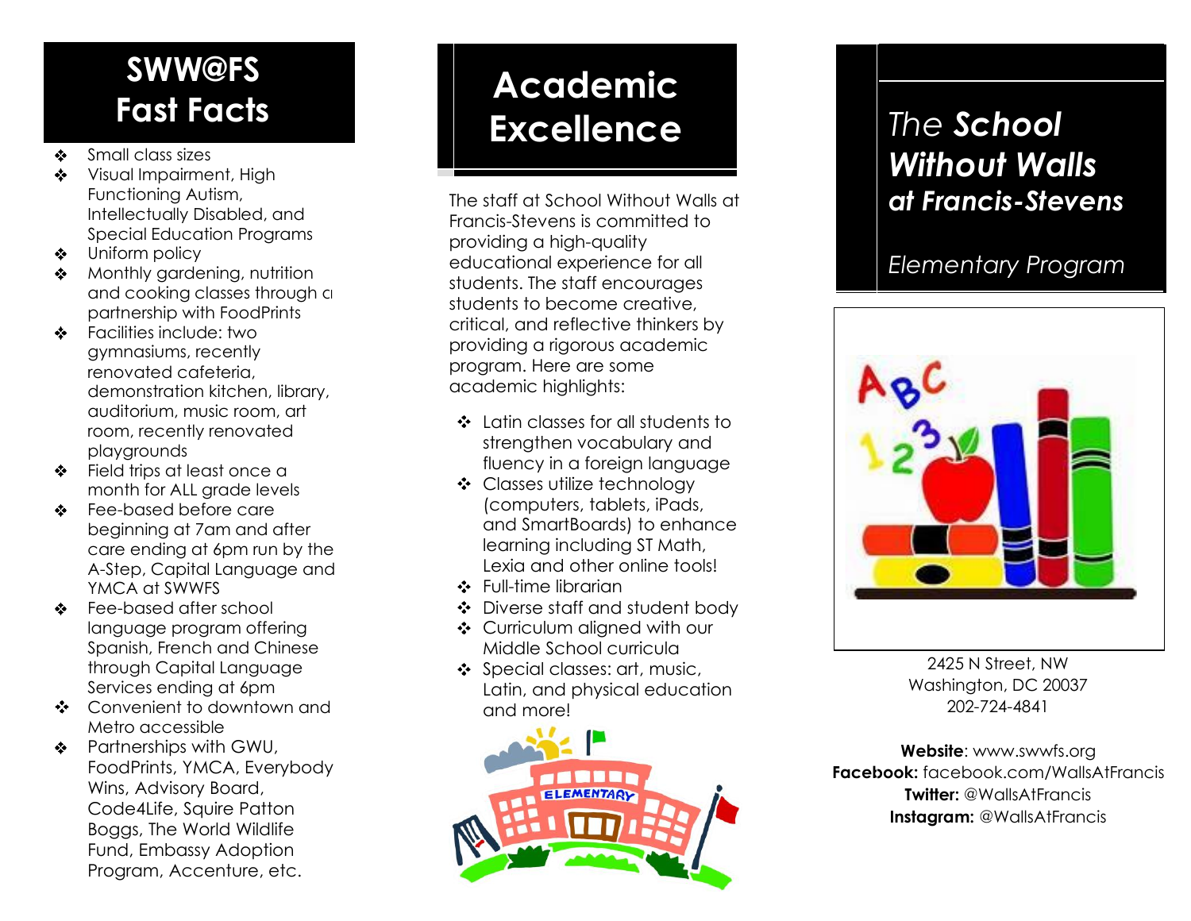## SWW@FS Fast Facts

- Small class sizes
- Visual Impairment, High Functioning Autism, Intellectually Disabled, and Special Education Programs
- Uniform policy
- Monthly gardening, nutrition and cooking classes through a partnership with FoodPrints
- Facilities include: two gymnasiums, recently renovated cafeteria, demonstration kitchen, library, auditorium, music room, art room, recently renovated playgrounds
- Field trips at least once a month for ALL grade levels
- Fee-based before care beginning at 7am and after care ending at 6pm run by the A-Step, Capital Language and YMCA at SWWFS
- Fee-based after school language program offering Spanish, French and Chinese through Capital Language Services ending at 6pm
- Convenient to downtown and Metro accessible
- Partnerships with GWU, FoodPrints, YMCA, Everybody Wins, Advisory Board, Code4Life, Squire Patton Boggs, The World Wildlife Fund, Embassy Adoption Program, Accenture, etc.

## Academic Excellence

The staff at School Without Walls at Francis-Stevens is committed to providing a high-quality educational experience for all students. The staff encourages students to become creative, critical, and reflective thinkers by providing a rigorous academic program. Here are some academic highlights:

- Latin classes for all students to strengthen vocabulary and fluency in a foreign language
- Classes utilize technology (computers, tablets, iPads, and SmartBoards) to enhance learning including ST Math, Lexia and other online tools!
- Full-time librarian
- Diverse staff and student body
- Curriculum aligned with our Middle School curricula
- Special classes: art, music, Latin, and physical education and more!

# *The* ***School Without Walls at Francis-Stevens***

*Elementary Program*

2425 N Street, NW
Washington, DC 20037
202-724-4841

**Website**: www.swwfs.org
**Facebook:** facebook.com/WallsAtFrancis
**Twitter:** @WallsAtFrancis
**Instagram:** @WallsAtFrancis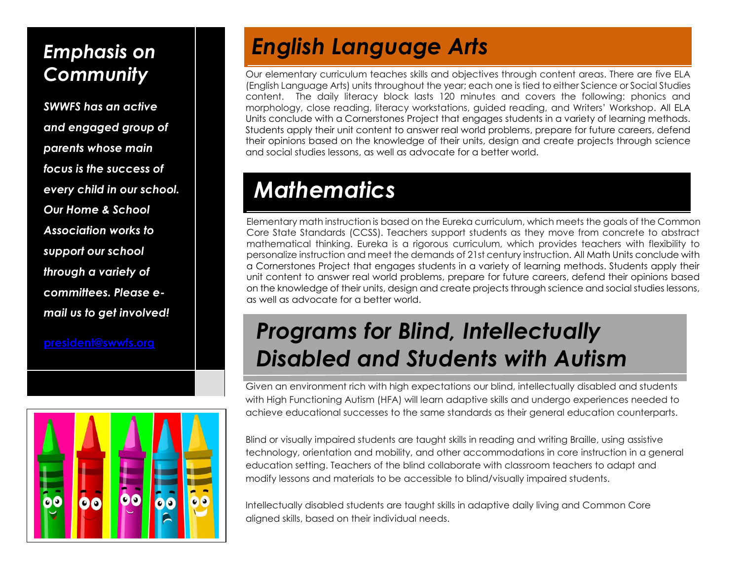## *Emphasis on Community*

***SWWFS has an active and engaged group of parents whose main focus is the success of every child in our school. Our Home & School Association works to support our school through a variety of committees. Please e-mail us to get involved!***

[president@swwfs.org](mailto:president@swwfs.org)

## *English Language Arts*

Our elementary curriculum teaches skills and objectives through content areas. There are five ELA (English Language Arts) units throughout the year; each one is tied to either Science or Social Studies content. The daily literacy block lasts 120 minutes and covers the following: phonics and morphology, close reading, literacy workstations, guided reading, and Writers' Workshop. All ELA Units conclude with a Cornerstones Project that engages students in a variety of learning methods. Students apply their unit content to answer real world problems, prepare for future careers, defend their opinions based on the knowledge of their units, design and create projects through science and social studies lessons, as well as advocate for a better world.

## *Mathematics*

Elementary math instruction is based on the Eureka curriculum, which meets the goals of the Common Core State Standards (CCSS). Teachers support students as they move from concrete to abstract mathematical thinking. Eureka is a rigorous curriculum, which provides teachers with flexibility to personalize instruction and meet the demands of 21st century instruction. All Math Units conclude with a Cornerstones Project that engages students in a variety of learning methods. Students apply their unit content to answer real world problems, prepare for future careers, defend their opinions based on the knowledge of their units, design and create projects through science and social studies lessons, as well as advocate for a better world.

## *Programs for Blind, Intellectually Disabled and Students with Autism*

Given an environment rich with high expectations our blind, intellectually disabled and students with High Functioning Autism (HFA) will learn adaptive skills and undergo experiences needed to achieve educational successes to the same standards as their general education counterparts.

Blind or visually impaired students are taught skills in reading and writing Braille, using assistive technology, orientation and mobility, and other accommodations in core instruction in a general education setting. Teachers of the blind collaborate with classroom teachers to adapt and modify lessons and materials to be accessible to blind/visually impaired students.

Intellectually disabled students are taught skills in adaptive daily living and Common Core aligned skills, based on their individual needs.